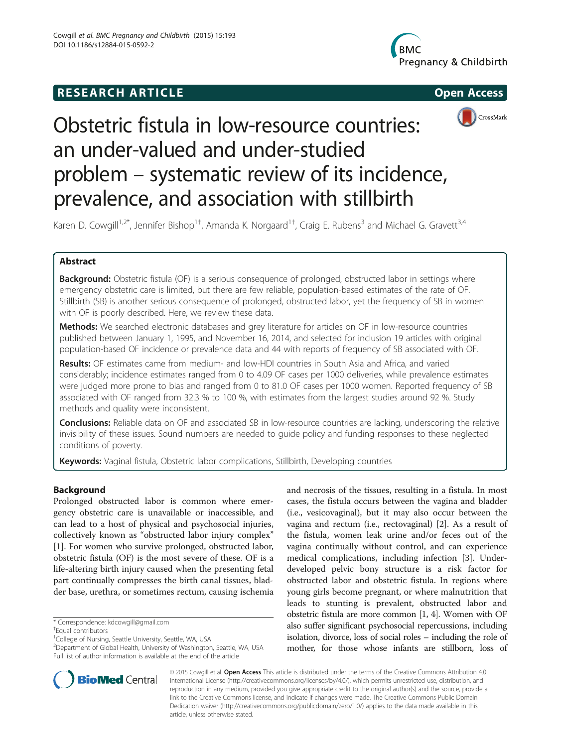RESEARCH ARTICLE

Open Access

# Obstetric fistula in low-resource countries: an under-valued and under-studied problem – systematic review of its incidence, prevalence, and association with stillbirth

Karen D. Cowgill[1,2*], Jennifer Bishop[1†], Amanda K. Norgaard[1†], Craig E. Rubens[3] and Michael G. Gravett[3,4]

## Abstract

**Background:** Obstetric fistula (OF) is a serious consequence of prolonged, obstructed labor in settings where emergency obstetric care is limited, but there are few reliable, population-based estimates of the rate of OF. Stillbirth (SB) is another serious consequence of prolonged, obstructed labor, yet the frequency of SB in women with OF is poorly described. Here, we review these data.

**Methods:** We searched electronic databases and grey literature for articles on OF in low-resource countries published between January 1, 1995, and November 16, 2014, and selected for inclusion 19 articles with original population-based OF incidence or prevalence data and 44 with reports of frequency of SB associated with OF.

**Results:** OF estimates came from medium- and low-HDI countries in South Asia and Africa, and varied considerably; incidence estimates ranged from 0 to 4.09 OF cases per 1000 deliveries, while prevalence estimates were judged more prone to bias and ranged from 0 to 81.0 OF cases per 1000 women. Reported frequency of SB associated with OF ranged from 32.3 % to 100 %, with estimates from the largest studies around 92 %. Study methods and quality were inconsistent.

**Conclusions:** Reliable data on OF and associated SB in low-resource countries are lacking, underscoring the relative invisibility of these issues. Sound numbers are needed to guide policy and funding responses to these neglected conditions of poverty.

**Keywords:** Vaginal fistula, Obstetric labor complications, Stillbirth, Developing countries

## Background

Prolonged obstructed labor is common where emergency obstetric care is unavailable or inaccessible, and can lead to a host of physical and psychosocial injuries, collectively known as "obstructed labor injury complex" [1]. For women who survive prolonged, obstructed labor, obstetric fistula (OF) is the most severe of these. OF is a life-altering birth injury caused when the presenting fetal part continually compresses the birth canal tissues, bladder base, urethra, or sometimes rectum, causing ischemia and necrosis of the tissues, resulting in a fistula. In most cases, the fistula occurs between the vagina and bladder (i.e., vesicovaginal), but it may also occur between the vagina and rectum (i.e., rectovaginal) [2]. As a result of the fistula, women leak urine and/or feces out of the vagina continually without control, and can experience medical complications, including infection [3]. Under-developed pelvic bony structure is a risk factor for obstructed labor and obstetric fistula. In regions where young girls become pregnant, or where malnutrition that leads to stunting is prevalent, obstructed labor and obstetric fistula are more common [1, 4]. Women with OF also suffer significant psychosocial repercussions, including isolation, divorce, loss of social roles – including the role of mother, for those whose infants are stillborn, loss of

\* Correspondence: kdcowgill@gmail.com

†Equal contributors

[1]College of Nursing, Seattle University, Seattle, WA, USA

[2]Department of Global Health, University of Washington, Seattle, WA, USA

Full list of author information is available at the end of the article

© 2015 Cowgill et al. **Open Access** This article is distributed under the terms of the Creative Commons Attribution 4.0 International License (http://creativecommons.org/licenses/by/4.0/), which permits unrestricted use, distribution, and reproduction in any medium, provided you give appropriate credit to the original author(s) and the source, provide a link to the Creative Commons license, and indicate if changes were made. The Creative Commons Public Domain Dedication waiver (http://creativecommons.org/publicdomain/zero/1.0/) applies to the data made available in this article, unless otherwise stated.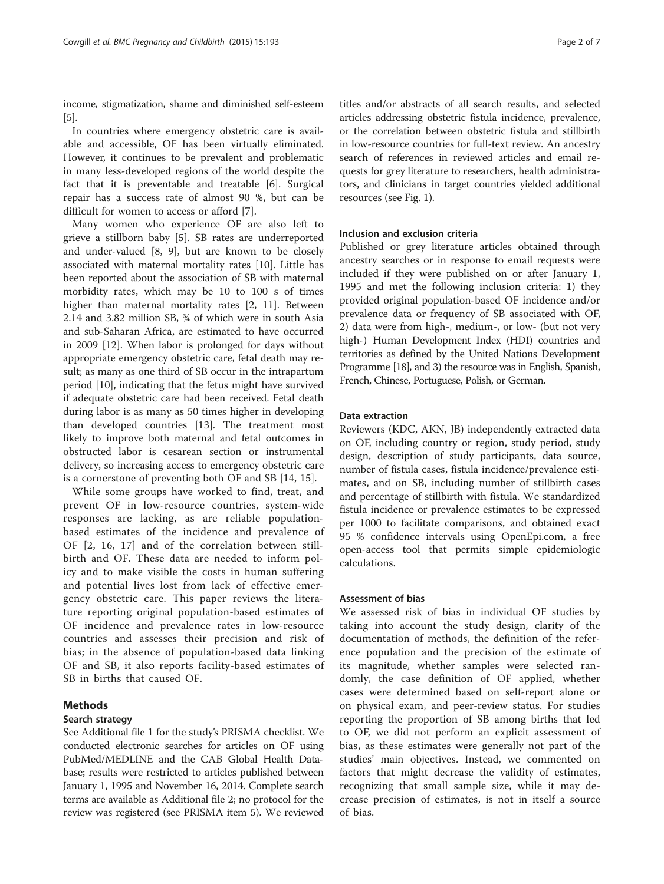income, stigmatization, shame and diminished self-esteem [5].

In countries where emergency obstetric care is available and accessible, OF has been virtually eliminated. However, it continues to be prevalent and problematic in many less-developed regions of the world despite the fact that it is preventable and treatable [6]. Surgical repair has a success rate of almost 90 %, but can be difficult for women to access or afford [7].

Many women who experience OF are also left to grieve a stillborn baby [5]. SB rates are underreported and under-valued [8, 9], but are known to be closely associated with maternal mortality rates [10]. Little has been reported about the association of SB with maternal morbidity rates, which may be 10 to 100 s of times higher than maternal mortality rates [2, 11]. Between 2.14 and 3.82 million SB, ¾ of which were in south Asia and sub-Saharan Africa, are estimated to have occurred in 2009 [12]. When labor is prolonged for days without appropriate emergency obstetric care, fetal death may result; as many as one third of SB occur in the intrapartum period [10], indicating that the fetus might have survived if adequate obstetric care had been received. Fetal death during labor is as many as 50 times higher in developing than developed countries [13]. The treatment most likely to improve both maternal and fetal outcomes in obstructed labor is cesarean section or instrumental delivery, so increasing access to emergency obstetric care is a cornerstone of preventing both OF and SB [14, 15].

While some groups have worked to find, treat, and prevent OF in low-resource countries, system-wide responses are lacking, as are reliable population-based estimates of the incidence and prevalence of OF [2, 16, 17] and of the correlation between stillbirth and OF. These data are needed to inform policy and to make visible the costs in human suffering and potential lives lost from lack of effective emergency obstetric care. This paper reviews the literature reporting original population-based estimates of OF incidence and prevalence rates in low-resource countries and assesses their precision and risk of bias; in the absence of population-based data linking OF and SB, it also reports facility-based estimates of SB in births that caused OF.

## Methods

### Search strategy

See Additional file 1 for the study's PRISMA checklist. We conducted electronic searches for articles on OF using PubMed/MEDLINE and the CAB Global Health Database; results were restricted to articles published between January 1, 1995 and November 16, 2014. Complete search terms are available as Additional file 2; no protocol for the review was registered (see PRISMA item 5). We reviewed titles and/or abstracts of all search results, and selected articles addressing obstetric fistula incidence, prevalence, or the correlation between obstetric fistula and stillbirth in low-resource countries for full-text review. An ancestry search of references in reviewed articles and email requests for grey literature to researchers, health administrators, and clinicians in target countries yielded additional resources (see Fig. 1).

### Inclusion and exclusion criteria

Published or grey literature articles obtained through ancestry searches or in response to email requests were included if they were published on or after January 1, 1995 and met the following inclusion criteria: 1) they provided original population-based OF incidence and/or prevalence data or frequency of SB associated with OF, 2) data were from high-, medium-, or low- (but not very high-) Human Development Index (HDI) countries and territories as defined by the United Nations Development Programme [18], and 3) the resource was in English, Spanish, French, Chinese, Portuguese, Polish, or German.

### Data extraction

Reviewers (KDC, AKN, JB) independently extracted data on OF, including country or region, study period, study design, description of study participants, data source, number of fistula cases, fistula incidence/prevalence estimates, and on SB, including number of stillbirth cases and percentage of stillbirth with fistula. We standardized fistula incidence or prevalence estimates to be expressed per 1000 to facilitate comparisons, and obtained exact 95 % confidence intervals using OpenEpi.com, a free open-access tool that permits simple epidemiologic calculations.

### Assessment of bias

We assessed risk of bias in individual OF studies by taking into account the study design, clarity of the documentation of methods, the definition of the reference population and the precision of the estimate of its magnitude, whether samples were selected randomly, the case definition of OF applied, whether cases were determined based on self-report alone or on physical exam, and peer-review status. For studies reporting the proportion of SB among births that led to OF, we did not perform an explicit assessment of bias, as these estimates were generally not part of the studies' main objectives. Instead, we commented on factors that might decrease the validity of estimates, recognizing that small sample size, while it may decrease precision of estimates, is not in itself a source of bias.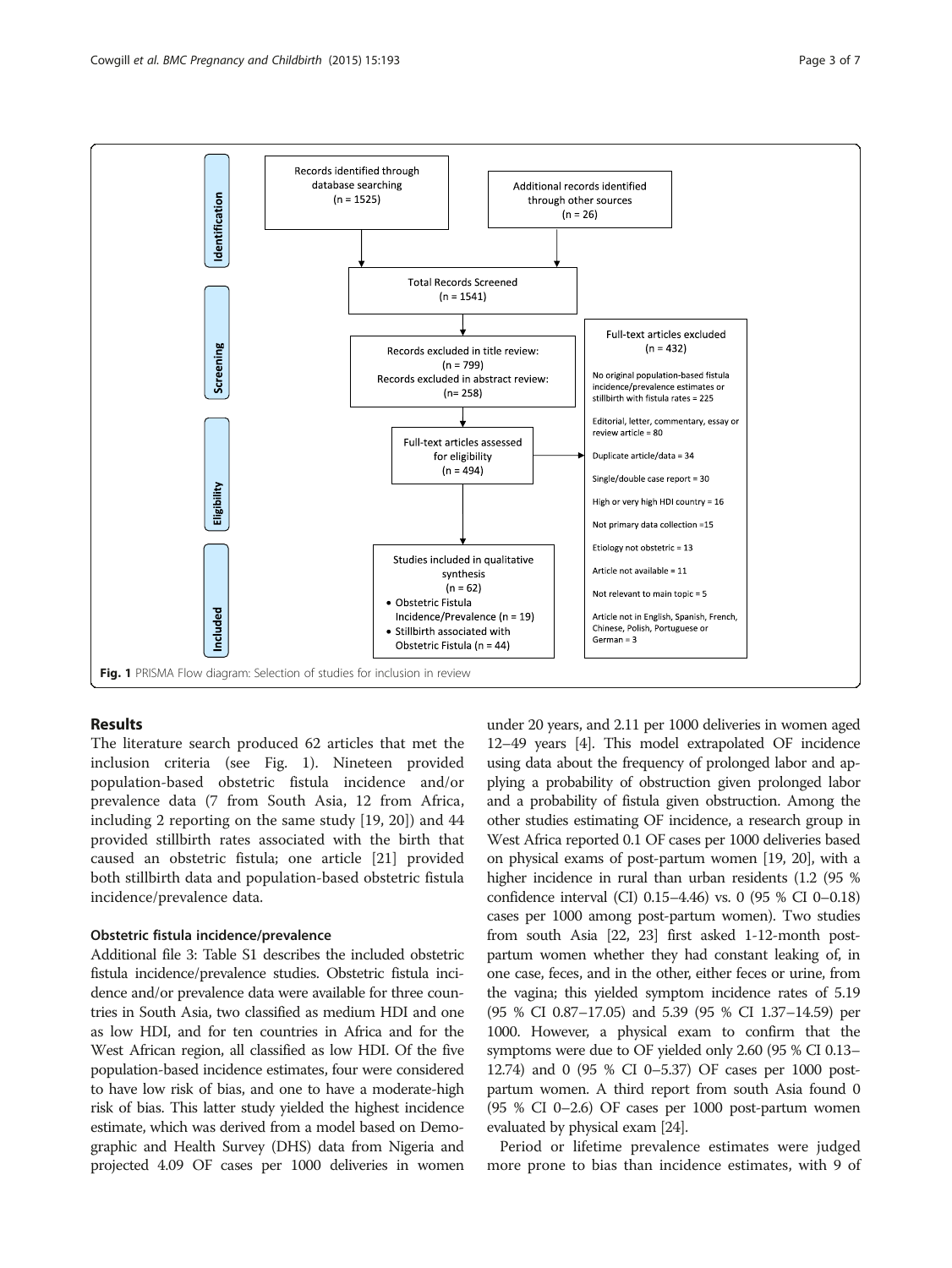Records identified through database searching (n = 1525)

Additional records identified through other sources (n = 26)

Total Records Screened (n = 1541)

Records excluded in title review: (n = 799)
Records excluded in abstract review: (n= 258)

Full-text articles assessed for eligibility (n = 494)

Full-text articles excluded (n = 432)

- No original population-based fistula incidence/prevalence estimates or stillbirth with fistula rates = 225
- Editorial, letter, commentary, essay or review article = 80
- Duplicate article/data = 34
- Single/double case report = 30
- High or very high HDI country = 16
- Not primary data collection =15
- Etiology not obstetric = 13
- Article not available = 11
- Not relevant to main topic = 5
- Article not in English, Spanish, French, Chinese, Polish, Portuguese or German = 3

Studies included in qualitative synthesis (n = 62)

- Obstetric Fistula Incidence/Prevalence (n = 19)
- Stillbirth associated with Obstetric Fistula (n = 44)

Identification / Screening / Eligibility / Included

**Fig. 1** PRISMA Flow diagram: Selection of studies for inclusion in review

## Results

The literature search produced 62 articles that met the inclusion criteria (see Fig. 1). Nineteen provided population-based obstetric fistula incidence and/or prevalence data (7 from South Asia, 12 from Africa, including 2 reporting on the same study [19, 20]) and 44 provided stillbirth rates associated with the birth that caused an obstetric fistula; one article [21] provided both stillbirth data and population-based obstetric fistula incidence/prevalence data.

### Obstetric fistula incidence/prevalence

Additional file 3: Table S1 describes the included obstetric fistula incidence/prevalence studies. Obstetric fistula incidence and/or prevalence data were available for three countries in South Asia, two classified as medium HDI and one as low HDI, and for ten countries in Africa and for the West African region, all classified as low HDI. Of the five population-based incidence estimates, four were considered to have low risk of bias, and one to have a moderate-high risk of bias. This latter study yielded the highest incidence estimate, which was derived from a model based on Demographic and Health Survey (DHS) data from Nigeria and projected 4.09 OF cases per 1000 deliveries in women under 20 years, and 2.11 per 1000 deliveries in women aged 12–49 years [4]. This model extrapolated OF incidence using data about the frequency of prolonged labor and applying a probability of obstruction given prolonged labor and a probability of fistula given obstruction. Among the other studies estimating OF incidence, a research group in West Africa reported 0.1 OF cases per 1000 deliveries based on physical exams of post-partum women [19, 20], with a higher incidence in rural than urban residents (1.2 (95 % confidence interval (CI) 0.15–4.46) vs. 0 (95 % CI 0–0.18) cases per 1000 among post-partum women). Two studies from south Asia [22, 23] first asked 1-12-month post-partum women whether they had constant leaking of, in one case, feces, and in the other, either feces or urine, from the vagina; this yielded symptom incidence rates of 5.19 (95 % CI 0.87–17.05) and 5.39 (95 % CI 1.37–14.59) per 1000. However, a physical exam to confirm that the symptoms were due to OF yielded only 2.60 (95 % CI 0.13–12.74) and 0 (95 % CI 0–5.37) OF cases per 1000 post-partum women. A third report from south Asia found 0 (95 % CI 0–2.6) OF cases per 1000 post-partum women evaluated by physical exam [24].

Period or lifetime prevalence estimates were judged more prone to bias than incidence estimates, with 9 of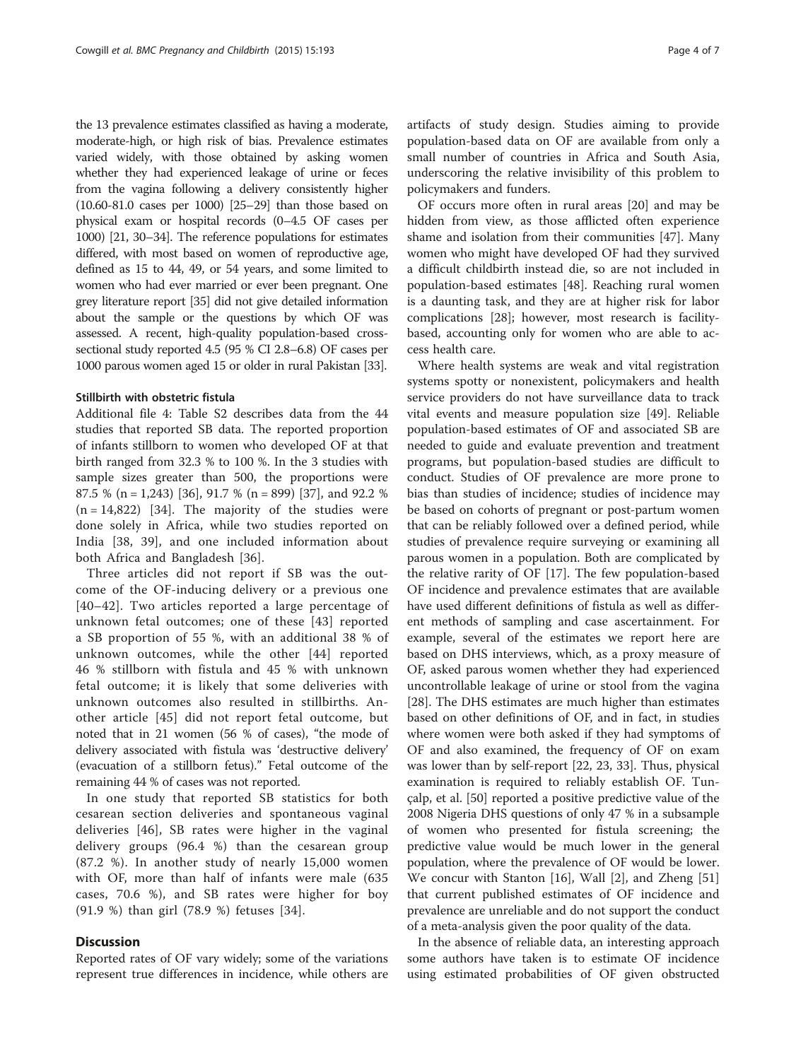the 13 prevalence estimates classified as having a moderate, moderate-high, or high risk of bias. Prevalence estimates varied widely, with those obtained by asking women whether they had experienced leakage of urine or feces from the vagina following a delivery consistently higher (10.60-81.0 cases per 1000) [25–29] than those based on physical exam or hospital records (0–4.5 OF cases per 1000) [21, 30–34]. The reference populations for estimates differed, with most based on women of reproductive age, defined as 15 to 44, 49, or 54 years, and some limited to women who had ever married or ever been pregnant. One grey literature report [35] did not give detailed information about the sample or the questions by which OF was assessed. A recent, high-quality population-based cross-sectional study reported 4.5 (95 % CI 2.8–6.8) OF cases per 1000 parous women aged 15 or older in rural Pakistan [33].

### Stillbirth with obstetric fistula

Additional file 4: Table S2 describes data from the 44 studies that reported SB data. The reported proportion of infants stillborn to women who developed OF at that birth ranged from 32.3 % to 100 %. In the 3 studies with sample sizes greater than 500, the proportions were 87.5 % (n = 1,243) [36], 91.7 % (n = 899) [37], and 92.2 % (n = 14,822) [34]. The majority of the studies were done solely in Africa, while two studies reported on India [38, 39], and one included information about both Africa and Bangladesh [36].

Three articles did not report if SB was the outcome of the OF-inducing delivery or a previous one [40–42]. Two articles reported a large percentage of unknown fetal outcomes; one of these [43] reported a SB proportion of 55 %, with an additional 38 % of unknown outcomes, while the other [44] reported 46 % stillborn with fistula and 45 % with unknown fetal outcome; it is likely that some deliveries with unknown outcomes also resulted in stillbirths. Another article [45] did not report fetal outcome, but noted that in 21 women (56 % of cases), "the mode of delivery associated with fistula was 'destructive delivery' (evacuation of a stillborn fetus)." Fetal outcome of the remaining 44 % of cases was not reported.

In one study that reported SB statistics for both cesarean section deliveries and spontaneous vaginal deliveries [46], SB rates were higher in the vaginal delivery groups (96.4 %) than the cesarean group (87.2 %). In another study of nearly 15,000 women with OF, more than half of infants were male (635 cases, 70.6 %), and SB rates were higher for boy (91.9 %) than girl (78.9 %) fetuses [34].

## Discussion

Reported rates of OF vary widely; some of the variations represent true differences in incidence, while others are artifacts of study design. Studies aiming to provide population-based data on OF are available from only a small number of countries in Africa and South Asia, underscoring the relative invisibility of this problem to policymakers and funders.

OF occurs more often in rural areas [20] and may be hidden from view, as those afflicted often experience shame and isolation from their communities [47]. Many women who might have developed OF had they survived a difficult childbirth instead die, so are not included in population-based estimates [48]. Reaching rural women is a daunting task, and they are at higher risk for labor complications [28]; however, most research is facility-based, accounting only for women who are able to access health care.

Where health systems are weak and vital registration systems spotty or nonexistent, policymakers and health service providers do not have surveillance data to track vital events and measure population size [49]. Reliable population-based estimates of OF and associated SB are needed to guide and evaluate prevention and treatment programs, but population-based studies are difficult to conduct. Studies of OF prevalence are more prone to bias than studies of incidence; studies of incidence may be based on cohorts of pregnant or post-partum women that can be reliably followed over a defined period, while studies of prevalence require surveying or examining all parous women in a population. Both are complicated by the relative rarity of OF [17]. The few population-based OF incidence and prevalence estimates that are available have used different definitions of fistula as well as different methods of sampling and case ascertainment. For example, several of the estimates we report here are based on DHS interviews, which, as a proxy measure of OF, asked parous women whether they had experienced uncontrollable leakage of urine or stool from the vagina [28]. The DHS estimates are much higher than estimates based on other definitions of OF, and in fact, in studies where women were both asked if they had symptoms of OF and also examined, the frequency of OF on exam was lower than by self-report [22, 23, 33]. Thus, physical examination is required to reliably establish OF. Tunçalp, et al. [50] reported a positive predictive value of the 2008 Nigeria DHS questions of only 47 % in a subsample of women who presented for fistula screening; the predictive value would be much lower in the general population, where the prevalence of OF would be lower. We concur with Stanton [16], Wall [2], and Zheng [51] that current published estimates of OF incidence and prevalence are unreliable and do not support the conduct of a meta-analysis given the poor quality of the data.

In the absence of reliable data, an interesting approach some authors have taken is to estimate OF incidence using estimated probabilities of OF given obstructed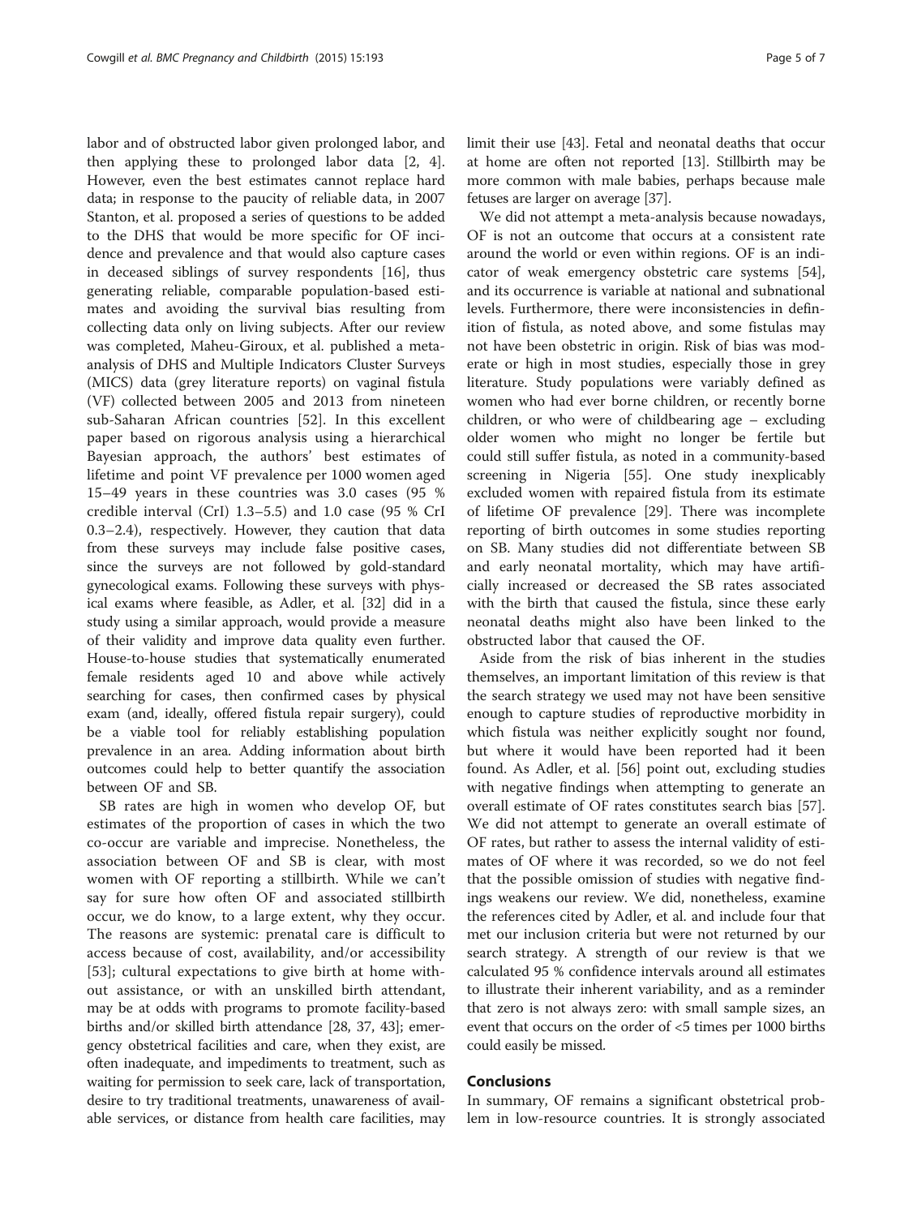labor and of obstructed labor given prolonged labor, and then applying these to prolonged labor data [2, 4]. However, even the best estimates cannot replace hard data; in response to the paucity of reliable data, in 2007 Stanton, et al. proposed a series of questions to be added to the DHS that would be more specific for OF incidence and prevalence and that would also capture cases in deceased siblings of survey respondents [16], thus generating reliable, comparable population-based estimates and avoiding the survival bias resulting from collecting data only on living subjects. After our review was completed, Maheu-Giroux, et al. published a meta-analysis of DHS and Multiple Indicators Cluster Surveys (MICS) data (grey literature reports) on vaginal fistula (VF) collected between 2005 and 2013 from nineteen sub-Saharan African countries [52]. In this excellent paper based on rigorous analysis using a hierarchical Bayesian approach, the authors' best estimates of lifetime and point VF prevalence per 1000 women aged 15–49 years in these countries was 3.0 cases (95 % credible interval (CrI) 1.3–5.5) and 1.0 case (95 % CrI 0.3–2.4), respectively. However, they caution that data from these surveys may include false positive cases, since the surveys are not followed by gold-standard gynecological exams. Following these surveys with physical exams where feasible, as Adler, et al. [32] did in a study using a similar approach, would provide a measure of their validity and improve data quality even further. House-to-house studies that systematically enumerated female residents aged 10 and above while actively searching for cases, then confirmed cases by physical exam (and, ideally, offered fistula repair surgery), could be a viable tool for reliably establishing population prevalence in an area. Adding information about birth outcomes could help to better quantify the association between OF and SB.

SB rates are high in women who develop OF, but estimates of the proportion of cases in which the two co-occur are variable and imprecise. Nonetheless, the association between OF and SB is clear, with most women with OF reporting a stillbirth. While we can't say for sure how often OF and associated stillbirth occur, we do know, to a large extent, why they occur. The reasons are systemic: prenatal care is difficult to access because of cost, availability, and/or accessibility [53]; cultural expectations to give birth at home without assistance, or with an unskilled birth attendant, may be at odds with programs to promote facility-based births and/or skilled birth attendance [28, 37, 43]; emergency obstetrical facilities and care, when they exist, are often inadequate, and impediments to treatment, such as waiting for permission to seek care, lack of transportation, desire to try traditional treatments, unawareness of available services, or distance from health care facilities, may limit their use [43]. Fetal and neonatal deaths that occur at home are often not reported [13]. Stillbirth may be more common with male babies, perhaps because male fetuses are larger on average [37].

We did not attempt a meta-analysis because nowadays, OF is not an outcome that occurs at a consistent rate around the world or even within regions. OF is an indicator of weak emergency obstetric care systems [54], and its occurrence is variable at national and subnational levels. Furthermore, there were inconsistencies in definition of fistula, as noted above, and some fistulas may not have been obstetric in origin. Risk of bias was moderate or high in most studies, especially those in grey literature. Study populations were variably defined as women who had ever borne children, or recently borne children, or who were of childbearing age – excluding older women who might no longer be fertile but could still suffer fistula, as noted in a community-based screening in Nigeria [55]. One study inexplicably excluded women with repaired fistula from its estimate of lifetime OF prevalence [29]. There was incomplete reporting of birth outcomes in some studies reporting on SB. Many studies did not differentiate between SB and early neonatal mortality, which may have artificially increased or decreased the SB rates associated with the birth that caused the fistula, since these early neonatal deaths might also have been linked to the obstructed labor that caused the OF.

Aside from the risk of bias inherent in the studies themselves, an important limitation of this review is that the search strategy we used may not have been sensitive enough to capture studies of reproductive morbidity in which fistula was neither explicitly sought nor found, but where it would have been reported had it been found. As Adler, et al. [56] point out, excluding studies with negative findings when attempting to generate an overall estimate of OF rates constitutes search bias [57]. We did not attempt to generate an overall estimate of OF rates, but rather to assess the internal validity of estimates of OF where it was recorded, so we do not feel that the possible omission of studies with negative findings weakens our review. We did, nonetheless, examine the references cited by Adler, et al. and include four that met our inclusion criteria but were not returned by our search strategy. A strength of our review is that we calculated 95 % confidence intervals around all estimates to illustrate their inherent variability, and as a reminder that zero is not always zero: with small sample sizes, an event that occurs on the order of <5 times per 1000 births could easily be missed.

## Conclusions

In summary, OF remains a significant obstetrical problem in low-resource countries. It is strongly associated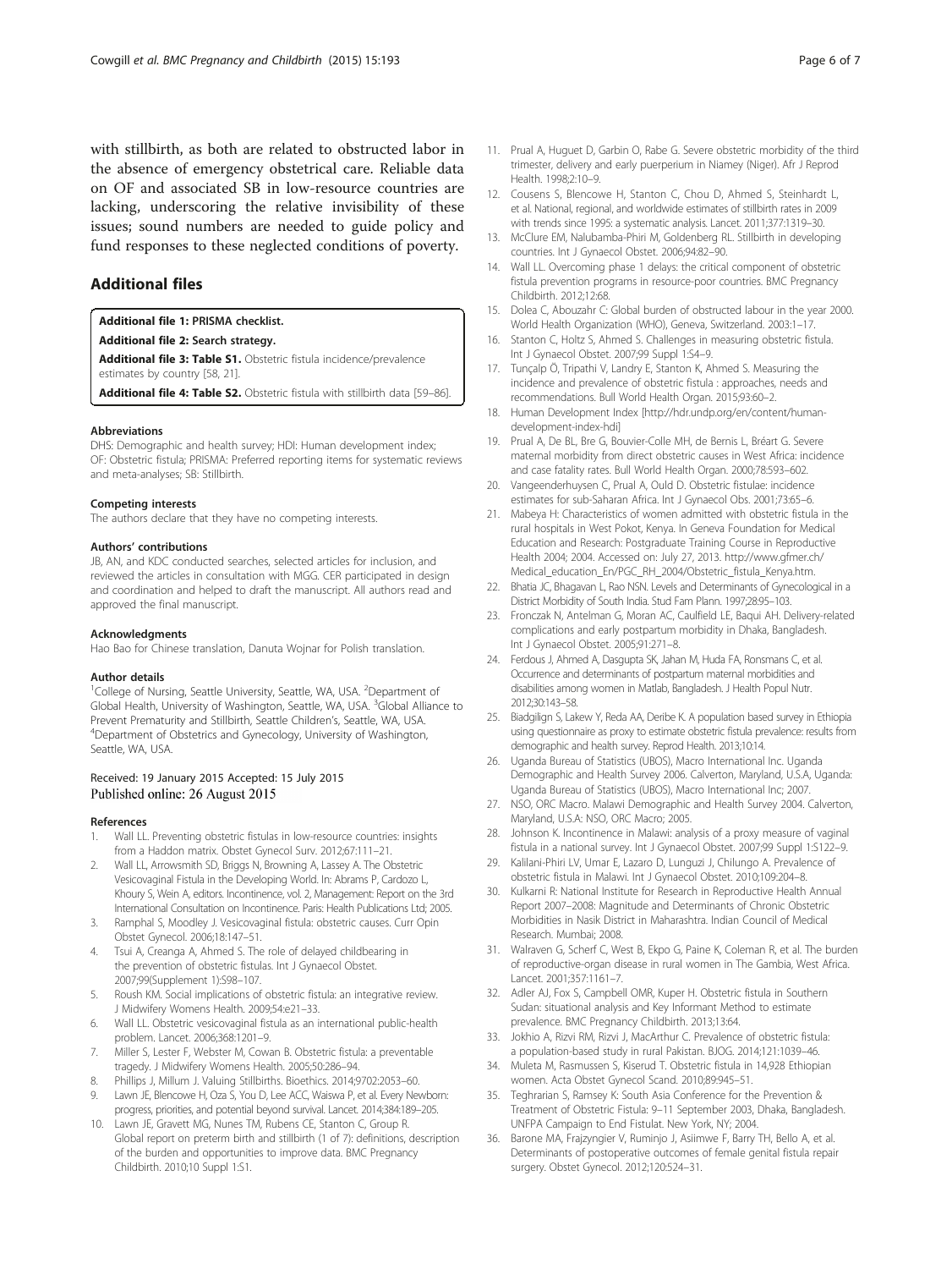with stillbirth, as both are related to obstructed labor in the absence of emergency obstetrical care. Reliable data on OF and associated SB in low-resource countries are lacking, underscoring the relative invisibility of these issues; sound numbers are needed to guide policy and fund responses to these neglected conditions of poverty.

## Additional files

**Additional file 1: PRISMA checklist.**

**Additional file 2: Search strategy.**

**Additional file 3: Table S1.** Obstetric fistula incidence/prevalence estimates by country [58, 21].

**Additional file 4: Table S2.** Obstetric fistula with stillbirth data [59–86].

#### Abbreviations

DHS: Demographic and health survey; HDI: Human development index; OF: Obstetric fistula; PRISMA: Preferred reporting items for systematic reviews and meta-analyses; SB: Stillbirth.

#### Competing interests

The authors declare that they have no competing interests.

#### Authors' contributions

JB, AN, and KDC conducted searches, selected articles for inclusion, and reviewed the articles in consultation with MGG. CER participated in design and coordination and helped to draft the manuscript. All authors read and approved the final manuscript.

#### Acknowledgments

Hao Bao for Chinese translation, Danuta Wojnar for Polish translation.

#### Author details

[1]College of Nursing, Seattle University, Seattle, WA, USA. [2]Department of Global Health, University of Washington, Seattle, WA, USA. [3]Global Alliance to Prevent Prematurity and Stillbirth, Seattle Children's, Seattle, WA, USA. [4]Department of Obstetrics and Gynecology, University of Washington, Seattle, WA, USA.

Received: 19 January 2015 Accepted: 15 July 2015
Published online: 26 August 2015

#### References

1. Wall LL. Preventing obstetric fistulas in low-resource countries: insights from a Haddon matrix. Obstet Gynecol Surv. 2012;67:111–21.
2. Wall LL, Arrowsmith SD, Briggs N, Browning A, Lassey A. The Obstetric Vesicovaginal Fistula in the Developing World. In: Abrams P, Cardozo L, Khoury S, Wein A, editors. Incontinence, vol. 2, Management: Report on the 3rd International Consultation on Incontinence. Paris: Health Publications Ltd; 2005.
3. Ramphal S, Moodley J. Vesicovaginal fistula: obstetric causes. Curr Opin Obstet Gynecol. 2006;18:147–51.
4. Tsui A, Creanga A, Ahmed S. The role of delayed childbearing in the prevention of obstetric fistulas. Int J Gynaecol Obstet. 2007;99(Supplement 1):S98–107.
5. Roush KM. Social implications of obstetric fistula: an integrative review. J Midwifery Womens Health. 2009;54:e21–33.
6. Wall LL. Obstetric vesicovaginal fistula as an international public-health problem. Lancet. 2006;368:1201–9.
7. Miller S, Lester F, Webster M, Cowan B. Obstetric fistula: a preventable tragedy. J Midwifery Womens Health. 2005;50:286–94.
8. Phillips J, Millum J. Valuing Stillbirths. Bioethics. 2014;9702:2053–60.
9. Lawn JE, Blencowe H, Oza S, You D, Lee ACC, Waiswa P, et al. Every Newborn: progress, priorities, and potential beyond survival. Lancet. 2014;384:189–205.
10. Lawn JE, Gravett MG, Nunes TM, Rubens CE, Stanton C, Group R. Global report on preterm birth and stillbirth (1 of 7): definitions, description of the burden and opportunities to improve data. BMC Pregnancy Childbirth. 2010;10 Suppl 1:S1.
11. Prual A, Huguet D, Garbin O, Rabe G. Severe obstetric morbidity of the third trimester, delivery and early puerperium in Niamey (Niger). Afr J Reprod Health. 1998;2:10–9.
12. Cousens S, Blencowe H, Stanton C, Chou D, Ahmed S, Steinhardt L, et al. National, regional, and worldwide estimates of stillbirth rates in 2009 with trends since 1995: a systematic analysis. Lancet. 2011;377:1319–30.
13. McClure EM, Nalubamba-Phiri M, Goldenberg RL. Stillbirth in developing countries. Int J Gynaecol Obstet. 2006;94:82–90.
14. Wall LL. Overcoming phase 1 delays: the critical component of obstetric fistula prevention programs in resource-poor countries. BMC Pregnancy Childbirth. 2012;12:68.
15. Dolea C, Abouzahr C: Global burden of obstructed labour in the year 2000. World Health Organization (WHO), Geneva, Switzerland. 2003:1–17.
16. Stanton C, Holtz S, Ahmed S. Challenges in measuring obstetric fistula. Int J Gynaecol Obstet. 2007;99 Suppl 1:S4–9.
17. Tunçalp Ö, Tripathi V, Landry E, Stanton K, Ahmed S. Measuring the incidence and prevalence of obstetric fistula : approaches, needs and recommendations. Bull World Health Organ. 2015;93:60–2.
18. Human Development Index [http://hdr.undp.org/en/content/human-development-index-hdi]
19. Prual A, De BL, Bre G, Bouvier-Colle MH, de Bernis L, Bréart G. Severe maternal morbidity from direct obstetric causes in West Africa: incidence and case fatality rates. Bull World Health Organ. 2000;78:593–602.
20. Vangeenderhuysen C, Prual A, Ould D. Obstetric fistulae: incidence estimates for sub-Saharan Africa. Int J Gynaecol Obs. 2001;73:65–6.
21. Mabeya H: Characteristics of women admitted with obstetric fistula in the rural hospitals in West Pokot, Kenya. In Geneva Foundation for Medical Education and Research: Postgraduate Training Course in Reproductive Health 2004; 2004. Accessed on: July 27, 2013. http://www.gfmer.ch/Medical_education_En/PGC_RH_2004/Obstetric_fistula_Kenya.htm.
22. Bhatia JC, Bhagavan L, Rao NSN. Levels and Determinants of Gynecological in a District Morbidity of South India. Stud Fam Plann. 1997;28:95–103.
23. Fronczak N, Antelman G, Moran AC, Caulfield LE, Baqui AH. Delivery-related complications and early postpartum morbidity in Dhaka, Bangladesh. Int J Gynaecol Obstet. 2005;91:271–8.
24. Ferdous J, Ahmed A, Dasgupta SK, Jahan M, Huda FA, Ronsmans C, et al. Occurrence and determinants of postpartum maternal morbidities and disabilities among women in Matlab, Bangladesh. J Health Popul Nutr. 2012;30:143–58.
25. Biadgilign S, Lakew Y, Reda AA, Deribe K. A population based survey in Ethiopia using questionnaire as proxy to estimate obstetric fistula prevalence: results from demographic and health survey. Reprod Health. 2013;10:14.
26. Uganda Bureau of Statistics (UBOS), Macro International Inc. Uganda Demographic and Health Survey 2006. Calverton, Maryland, U.S.A, Uganda: Uganda Bureau of Statistics (UBOS), Macro International Inc; 2007.
27. NSO, ORC Macro. Malawi Demographic and Health Survey 2004. Calverton, Maryland, U.S.A: NSO, ORC Macro; 2005.
28. Johnson K. Incontinence in Malawi: analysis of a proxy measure of vaginal fistula in a national survey. Int J Gynaecol Obstet. 2007;99 Suppl 1:S122–9.
29. Kalilani-Phiri LV, Umar E, Lazaro D, Lunguzi J, Chilungo A. Prevalence of obstetric fistula in Malawi. Int J Gynaecol Obstet. 2010;109:204–8.
30. Kulkarni R: National Institute for Research in Reproductive Health Annual Report 2007–2008: Magnitude and Determinants of Chronic Obstetric Morbidities in Nasik District in Maharashtra. Indian Council of Medical Research. Mumbai; 2008.
31. Walraven G, Scherf C, West B, Ekpo G, Paine K, Coleman R, et al. The burden of reproductive-organ disease in rural women in The Gambia, West Africa. Lancet. 2001;357:1161–7.
32. Adler AJ, Fox S, Campbell OMR, Kuper H. Obstetric fistula in Southern Sudan: situational analysis and Key Informant Method to estimate prevalence. BMC Pregnancy Childbirth. 2013;13:64.
33. Jokhio A, Rizvi RM, Rizvi J, MacArthur C. Prevalence of obstetric fistula: a population-based study in rural Pakistan. BJOG. 2014;121:1039–46.
34. Muleta M, Rasmussen S, Kiserud T. Obstetric fistula in 14,928 Ethiopian women. Acta Obstet Gynecol Scand. 2010;89:945–51.
35. Teghrarian S, Ramsey K: South Asia Conference for the Prevention & Treatment of Obstetric Fistula: 9–11 September 2003, Dhaka, Bangladesh. UNFPA Campaign to End Fistulat. New York, NY; 2004.
36. Barone MA, Frajzyngier V, Ruminjo J, Asiimwe F, Barry TH, Bello A, et al. Determinants of postoperative outcomes of female genital fistula repair surgery. Obstet Gynecol. 2012;120:524–31.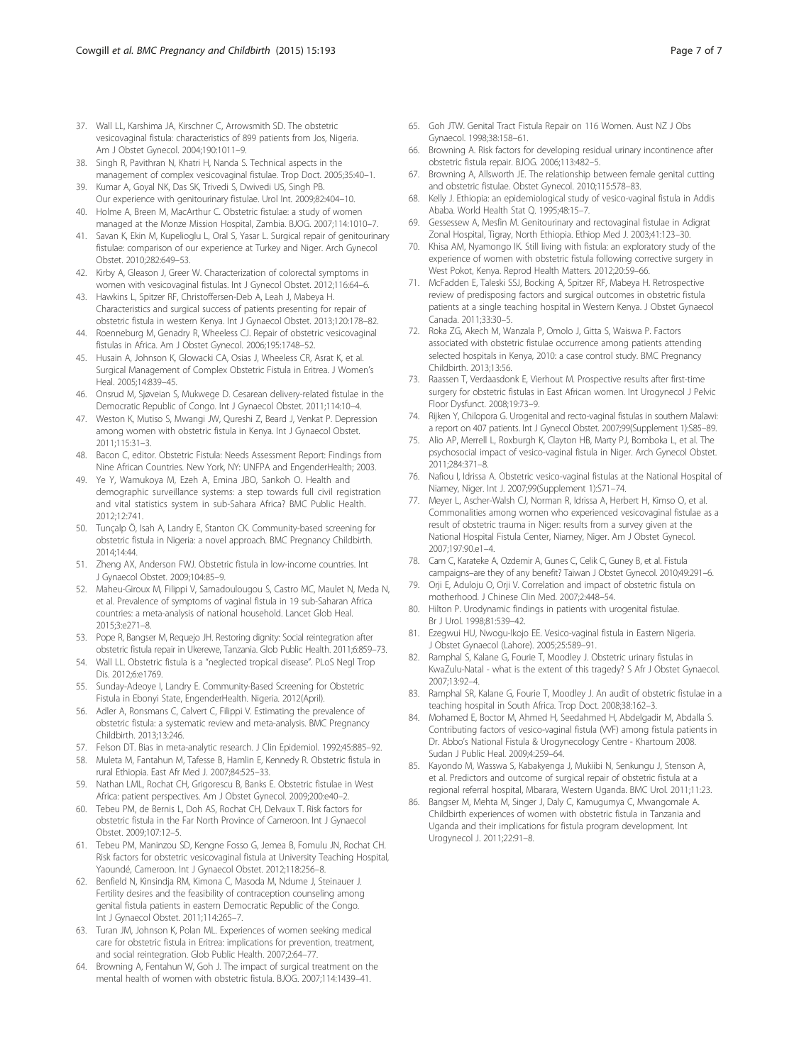37. Wall LL, Karshima JA, Kirschner C, Arrowsmith SD. The obstetric vesicovaginal fistula: characteristics of 899 patients from Jos, Nigeria. Am J Obstet Gynecol. 2004;190:1011–9.
38. Singh R, Pavithran N, Khatri H, Nanda S. Technical aspects in the management of complex vesicovaginal fistulae. Trop Doct. 2005;35:40–1.
39. Kumar A, Goyal NK, Das SK, Trivedi S, Dwivedi US, Singh PB. Our experience with genitourinary fistulae. Urol Int. 2009;82:404–10.
40. Holme A, Breen M, MacArthur C. Obstetric fistulae: a study of women managed at the Monze Mission Hospital, Zambia. BJOG. 2007;114:1010–7.
41. Savan K, Ekin M, Kupelioglu L, Oral S, Yasar L. Surgical repair of genitourinary fistulae: comparison of our experience at Turkey and Niger. Arch Gynecol Obstet. 2010;282:649–53.
42. Kirby A, Gleason J, Greer W. Characterization of colorectal symptoms in women with vesicovaginal fistulas. Int J Gynecol Obstet. 2012;116:64–6.
43. Hawkins L, Spitzer RF, Christoffersen-Deb A, Leah J, Mabeya H. Characteristics and surgical success of patients presenting for repair of obstetric fistula in western Kenya. Int J Gynaecol Obstet. 2013;120:178–82.
44. Roenneburg M, Genadry R, Wheeless CJ. Repair of obstetric vesicovaginal fistulas in Africa. Am J Obstet Gynecol. 2006;195:1748–52.
45. Husain A, Johnson K, Glowacki CA, Osias J, Wheeless CR, Asrat K, et al. Surgical Management of Complex Obstetric Fistula in Eritrea. J Women's Heal. 2005;14:839–45.
46. Onsrud M, Sjøveian S, Mukwege D. Cesarean delivery-related fistulae in the Democratic Republic of Congo. Int J Gynaecol Obstet. 2011;114:10–4.
47. Weston K, Mutiso S, Mwangi JW, Qureshi Z, Beard J, Venkat P. Depression among women with obstetric fistula in Kenya. Int J Gynaecol Obstet. 2011;115:31–3.
48. Bacon C, editor. Obstetric Fistula: Needs Assessment Report: Findings from Nine African Countries. New York, NY: UNFPA and EngenderHealth; 2003.
49. Ye Y, Wamukoya M, Ezeh A, Emina JBO, Sankoh O. Health and demographic surveillance systems: a step towards full civil registration and vital statistics system in sub-Sahara Africa? BMC Public Health. 2012;12:741.
50. Tunçalp Ö, Isah A, Landry E, Stanton CK. Community-based screening for obstetric fistula in Nigeria: a novel approach. BMC Pregnancy Childbirth. 2014;14:44.
51. Zheng AX, Anderson FWJ. Obstetric fistula in low-income countries. Int J Gynaecol Obstet. 2009;104:85–9.
52. Maheu-Giroux M, Filippi V, Samadoulougou S, Castro MC, Maulet N, Meda N, et al. Prevalence of symptoms of vaginal fistula in 19 sub-Saharan Africa countries: a meta-analysis of national household. Lancet Glob Heal. 2015;3:e271–8.
53. Pope R, Bangser M, Requejo JH. Restoring dignity: Social reintegration after obstetric fistula repair in Ukerewe, Tanzania. Glob Public Health. 2011;6:859–73.
54. Wall LL. Obstetric fistula is a "neglected tropical disease". PLoS Negl Trop Dis. 2012;6:e1769.
55. Sunday-Adeoye I, Landry E. Community-Based Screening for Obstetric Fistula in Ebonyi State, EngenderHealth. Nigeria. 2012(April).
56. Adler A, Ronsmans C, Calvert C, Filippi V. Estimating the prevalence of obstetric fistula: a systematic review and meta-analysis. BMC Pregnancy Childbirth. 2013;13:246.
57. Felson DT. Bias in meta-analytic research. J Clin Epidemiol. 1992;45:885–92.
58. Muleta M, Fantahun M, Tafesse B, Hamlin E, Kennedy R. Obstetric fistula in rural Ethiopia. East Afr Med J. 2007;84:525–33.
59. Nathan LML, Rochat CH, Grigorescu B, Banks E. Obstetric fistulae in West Africa: patient perspectives. Am J Obstet Gynecol. 2009;200:e40–2.
60. Tebeu PM, de Bernis L, Doh AS, Rochat CH, Delvaux T. Risk factors for obstetric fistula in the Far North Province of Cameroon. Int J Gynaecol Obstet. 2009;107:12–5.
61. Tebeu PM, Maninzou SD, Kengne Fosso G, Jemea B, Fomulu JN, Rochat CH. Risk factors for obstetric vesicovaginal fistula at University Teaching Hospital, Yaoundé, Cameroon. Int J Gynaecol Obstet. 2012;118:256–8.
62. Benfield N, Kinsindja RM, Kimona C, Masoda M, Ndume J, Steinauer J. Fertility desires and the feasibility of contraception counseling among genital fistula patients in eastern Democratic Republic of the Congo. Int J Gynaecol Obstet. 2011;114:265–7.
63. Turan JM, Johnson K, Polan ML. Experiences of women seeking medical care for obstetric fistula in Eritrea: implications for prevention, treatment, and social reintegration. Glob Public Health. 2007;2:64–77.
64. Browning A, Fentahun W, Goh J. The impact of surgical treatment on the mental health of women with obstetric fistula. BJOG. 2007;114:1439–41.
65. Goh JTW. Genital Tract Fistula Repair on 116 Women. Aust NZ J Obs Gynaecol. 1998;38:158–61.
66. Browning A. Risk factors for developing residual urinary incontinence after obstetric fistula repair. BJOG. 2006;113:482–5.
67. Browning A, Allsworth JE. The relationship between female genital cutting and obstetric fistulae. Obstet Gynecol. 2010;115:578–83.
68. Kelly J. Ethiopia: an epidemiological study of vesico-vaginal fistula in Addis Ababa. World Health Stat Q. 1995;48:15–7.
69. Gessessew A, Mesfin M. Genitourinary and rectovaginal fistulae in Adigrat Zonal Hospital, Tigray, North Ethiopia. Ethiop Med J. 2003;41:123–30.
70. Khisa AM, Nyamongo IK. Still living with fistula: an exploratory study of the experience of women with obstetric fistula following corrective surgery in West Pokot, Kenya. Reprod Health Matters. 2012;20:59–66.
71. McFadden E, Taleski SSJ, Bocking A, Spitzer RF, Mabeya H. Retrospective review of predisposing factors and surgical outcomes in obstetric fistula patients at a single teaching hospital in Western Kenya. J Obstet Gynaecol Canada. 2011;33:30–5.
72. Roka ZG, Akech M, Wanzala P, Omolo J, Gitta S, Waiswa P. Factors associated with obstetric fistulae occurrence among patients attending selected hospitals in Kenya, 2010: a case control study. BMC Pregnancy Childbirth. 2013;13:56.
73. Raassen T, Verdaasdonk E, Vierhout M. Prospective results after first-time surgery for obstetric fistulas in East African women. Int Urogynecol J Pelvic Floor Dysfunct. 2008;19:73–9.
74. Rijken Y, Chilopora G. Urogenital and recto-vaginal fistulas in southern Malawi: a report on 407 patients. Int J Gynecol Obstet. 2007;99(Supplement 1):S85–89.
75. Alio AP, Merrell L, Roxburgh K, Clayton HB, Marty PJ, Bomboka L, et al. The psychosocial impact of vesico-vaginal fistula in Niger. Arch Gynecol Obstet. 2011;284:371–8.
76. Nafiou I, Idrissa A. Obstetric vesico-vaginal fistulas at the National Hospital of Niamey, Niger. Int J. 2007;99(Supplement 1):S71–74.
77. Meyer L, Ascher-Walsh CJ, Norman R, Idrissa A, Herbert H, Kimso O, et al. Commonalities among women who experienced vesicovaginal fistulae as a result of obstetric trauma in Niger: results from a survey given at the National Hospital Fistula Center, Niamey, Niger. Am J Obstet Gynecol. 2007;197:90.e1–4.
78. Cam C, Karateke A, Ozdemir A, Gunes C, Celik C, Guney B, et al. Fistula campaigns–are they of any benefit? Taiwan J Obstet Gynecol. 2010;49:291–6.
79. Orji E, Aduloju O, Orji V. Correlation and impact of obstetric fistula on motherhood. J Chinese Clin Med. 2007;2:448–54.
80. Hilton P. Urodynamic findings in patients with urogenital fistulae. Br J Urol. 1998;81:539–42.
81. Ezegwui HU, Nwogu-Ikojo EE. Vesico-vaginal fistula in Eastern Nigeria. J Obstet Gynaecol (Lahore). 2005;25:589–91.
82. Ramphal S, Kalane G, Fourie T, Moodley J. Obstetric urinary fistulas in KwaZulu-Natal - what is the extent of this tragedy? S Afr J Obstet Gynaecol. 2007;13:92–4.
83. Ramphal SR, Kalane G, Fourie T, Moodley J. An audit of obstetric fistulae in a teaching hospital in South Africa. Trop Doct. 2008;38:162–3.
84. Mohamed E, Boctor M, Ahmed H, Seedahmed H, Abdelgadir M, Abdalla S. Contributing factors of vesico-vaginal fistula (VVF) among fistula patients in Dr. Abbo's National Fistula & Urogynecology Centre - Khartoum 2008. Sudan J Public Heal. 2009;4:259–64.
85. Kayondo M, Wasswa S, Kabakyenga J, Mukiibi N, Senkungu J, Stenson A, et al. Predictors and outcome of surgical repair of obstetric fistula at a regional referral hospital, Mbarara, Western Uganda. BMC Urol. 2011;11:23.
86. Bangser M, Mehta M, Singer J, Daly C, Kamugumya C, Mwangomale A. Childbirth experiences of women with obstetric fistula in Tanzania and Uganda and their implications for fistula program development. Int Urogynecol J. 2011;22:91–8.